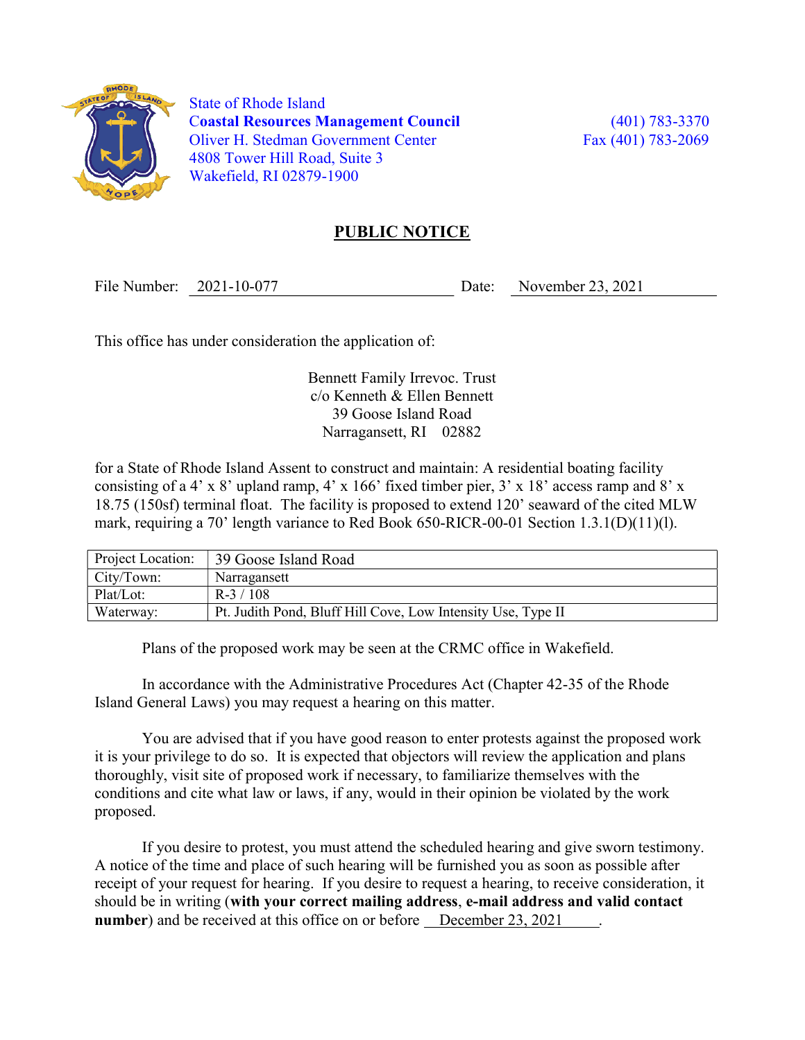State of Rhode Island
**Coastal Resources Management Council**
Oliver H. Stedman Government Center
4808 Tower Hill Road, Suite 3
Wakefield, RI 02879-1900

(401) 783-3370
Fax (401) 783-2069

# PUBLIC NOTICE

File Number: 2021-10-077 Date: November 23, 2021

This office has under consideration the application of:

Bennett Family Irrevoc. Trust
c/o Kenneth & Ellen Bennett
39 Goose Island Road
Narragansett, RI 02882

for a State of Rhode Island Assent to construct and maintain: A residential boating facility consisting of a 4' x 8' upland ramp, 4' x 166' fixed timber pier, 3' x 18' access ramp and 8' x 18.75 (150sf) terminal float. The facility is proposed to extend 120' seaward of the cited MLW mark, requiring a 70' length variance to Red Book 650-RICR-00-01 Section 1.3.1(D)(11)(l).

| Project Location: | 39 Goose Island Road |
|---|---|
| City/Town: | Narragansett |
| Plat/Lot: | R-3 / 108 |
| Waterway: | Pt. Judith Pond, Bluff Hill Cove, Low Intensity Use, Type II |

Plans of the proposed work may be seen at the CRMC office in Wakefield.

In accordance with the Administrative Procedures Act (Chapter 42-35 of the Rhode Island General Laws) you may request a hearing on this matter.

You are advised that if you have good reason to enter protests against the proposed work it is your privilege to do so. It is expected that objectors will review the application and plans thoroughly, visit site of proposed work if necessary, to familiarize themselves with the conditions and cite what law or laws, if any, would in their opinion be violated by the work proposed.

If you desire to protest, you must attend the scheduled hearing and give sworn testimony. A notice of the time and place of such hearing will be furnished you as soon as possible after receipt of your request for hearing. If you desire to request a hearing, to receive consideration, it should be in writing (**with your correct mailing address**, **e-mail address and valid contact number**) and be received at this office on or before December 23, 2021.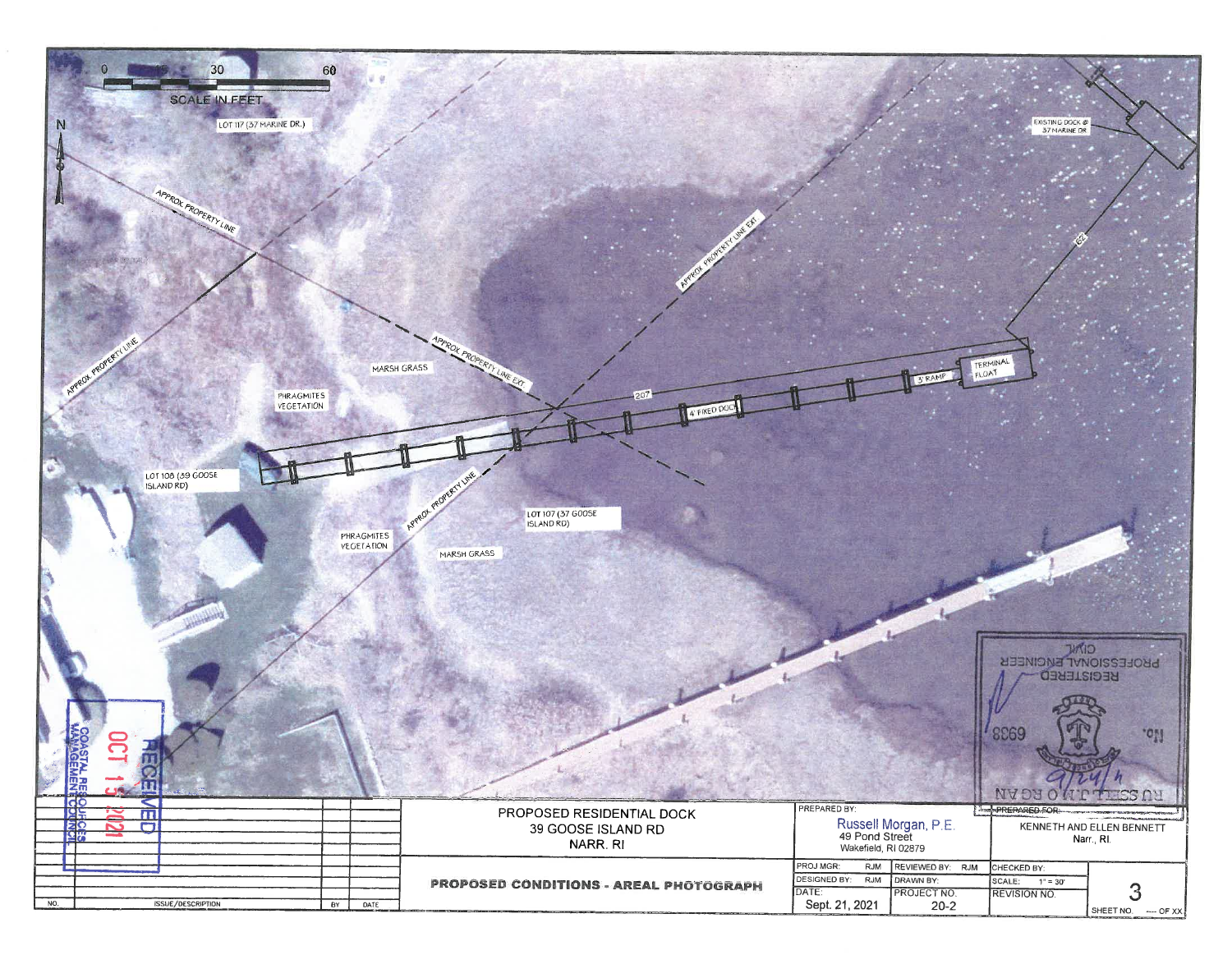SCALE IN FEET: 0, 30, 60

N

LOT 117 (37 MARINE DR.)

APPROX. PROPERTY LINE

APPROX. PROPERTY LINE

APPROX. PROPERTY LINE EXT.

APPROX. PROPERTY LINE EXT.

APPROX. PROPERTY LINE

EXISTING DOCK @ 37 MARINE DR

62'

MARSH GRASS

PHRAGMITES VEGETATION

207'

4' FIXED DOCK

5' RAMP

TERMINAL FLOAT

LOT 108 (39 GOOSE ISLAND RD)

LOT 107 (37 GOOSE ISLAND RD)

PHRAGMITES VEGETATION

MARSH GRASS

RECEIVED OCT 15 2021 COASTAL RESOURCES MANAGEMENT COUNCIL

RUSSELL J. MORGAN No. 6939 REGISTERED PROFESSIONAL ENGINEER CIVIL 9/24/21

| NO. | ISSUE/DESCRIPTION | BY | DATE |
|---|---|---|---|

PROPOSED RESIDENTIAL DOCK
39 GOOSE ISLAND RD
NARR. RI

PROPOSED CONDITIONS - AREAL PHOTOGRAPH

PREPARED BY:
Russell Morgan, P.E.
49 Pond Street
Wakefield, RI 02879

PREPARED FOR:
KENNETH AND ELLEN BENNETT
Narr., RI.

| PROJ MGR: RJM | REVIEWED BY: RJM | CHECKED BY: |
|---|---|---|
| DESIGNED BY: RJM | DRAWN BY: | SCALE: 1" = 30' |
| DATE: Sept. 21, 2021 | PROJECT NO. 20-2 | REVISION NO. |

SHEET NO. 3 --- OF XX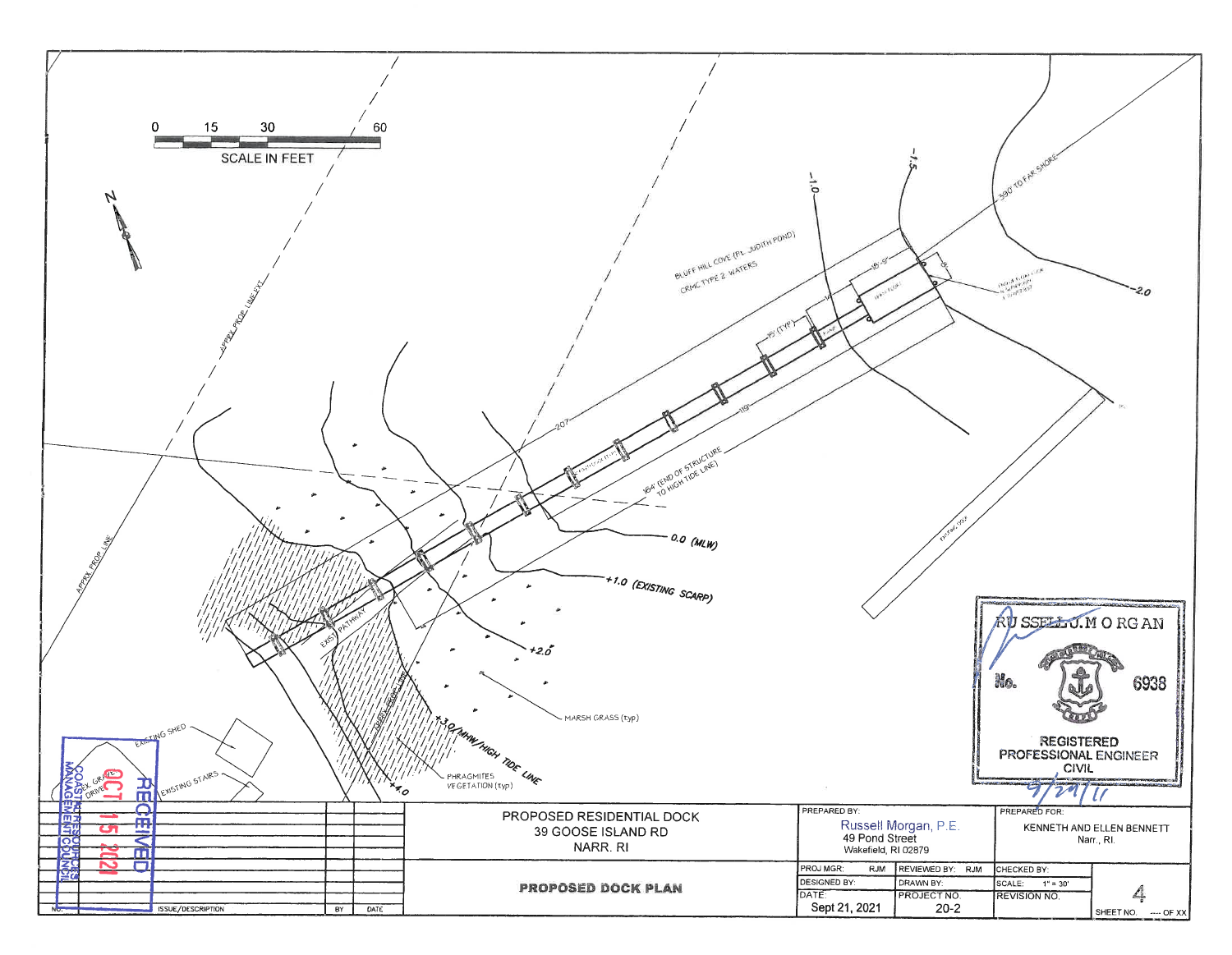0 15 30 60

SCALE IN FEET

N

APPRX PROP LINE EXT.

APPRX PROP LINE

BLUFF HILL COVE (PT. JUDITH POND)
CRMC TYPE 2 WATERS

390' TO FAR SHORE

-1.0

-1.5

-2.0

18'-8"

15' (TYP)

207'

119'

164' (END OF STRUCTURE TO HIGH TIDE LINE)

0.0 (MLW)

+1.0 (EXISTING SCARP)

+2.0

+3.0/MHW/HIGH TIDE LINE

+4.0

EXIST. PATHWAY

MARSH GRASS (typ)

PHRAGMITES VEGETATION (typ)

EXISTING SHED

EXISTING STAIRS

EX. GRAVEL DRIVE

RECEIVED
OCT 15 2021
COASTAL RESOURCES MANAGEMENT COUNCIL

RUSSELL J. MORGAN
No. 6938
REGISTERED PROFESSIONAL ENGINEER CIVIL
9/21/21

| NO. | ISSUE/DESCRIPTION | BY | DATE |
| --- | --- | --- | --- |

PROPOSED RESIDENTIAL DOCK
39 GOOSE ISLAND RD
NARR. RI

**PROPOSED DOCK PLAN**

| PREPARED BY: | | PREPARED FOR: | |
| --- | --- | --- | --- |
| Russell Morgan, P.E.<br>49 Pond Street<br>Wakefield, RI 02879 | | KENNETH AND ELLEN BENNETT<br>Narr., RI. | |
| PROJ MGR: RJM | REVIEWED BY: RJM | CHECKED BY: | |
| DESIGNED BY: | DRAWN BY: | SCALE: 1" = 30' | 4 |
| DATE: Sept 21, 2021 | PROJECT NO. 20-2 | REVISION NO. | SHEET NO. ---- OF XX |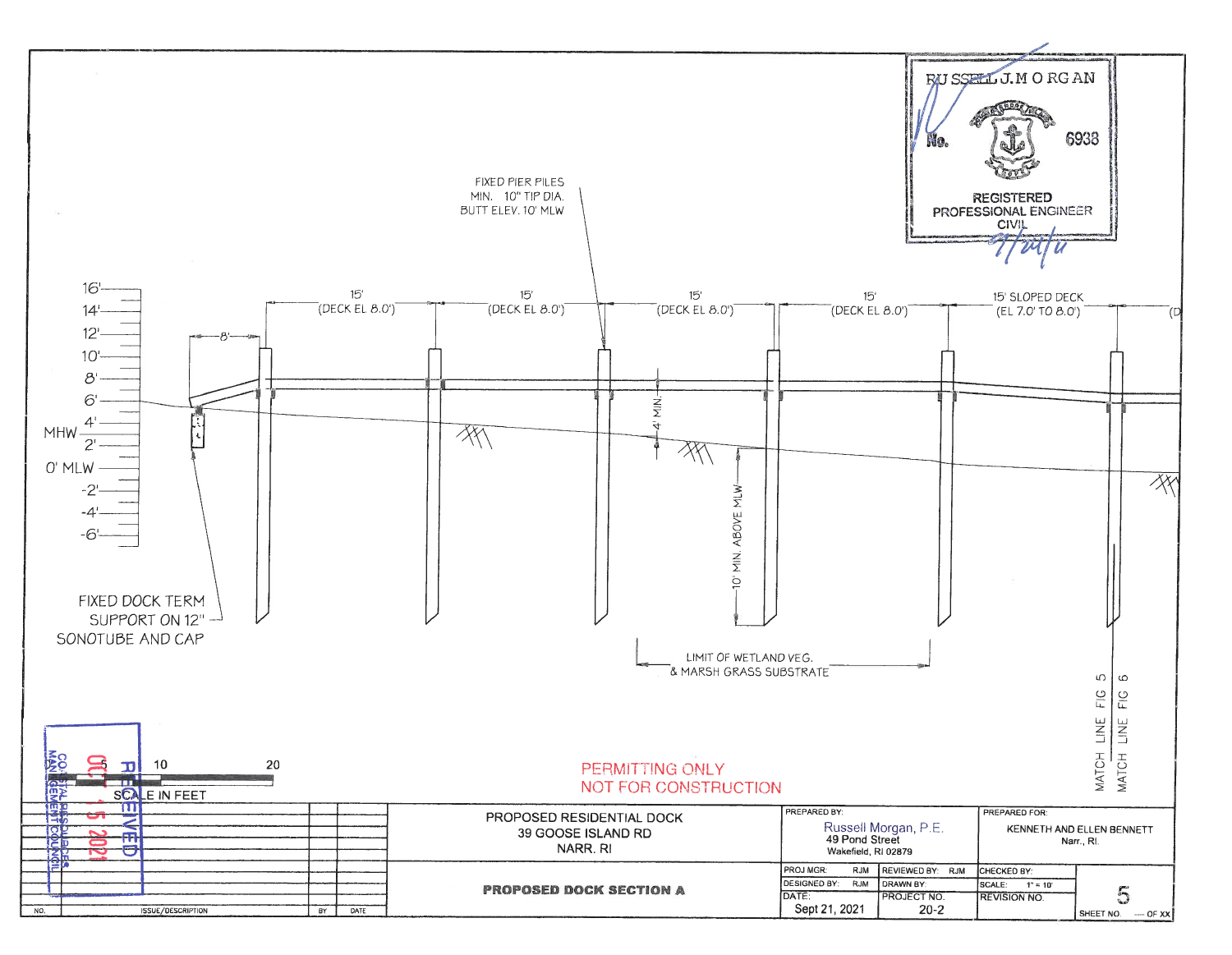RUSSELL J. MORGAN
No. 6938
REGISTERED PROFESSIONAL ENGINEER
CIVIL

FIXED PIER PILES
MIN. 10" TIP DIA.
BUTT ELEV. 10' MLW

| 15' (DECK EL 8.0') | 15' (DECK EL 8.0') | 15' (DECK EL 8.0') | 15' (DECK EL 8.0') | 15' SLOPED DECK (EL 7.0' TO 8.0') |
|---|---|---|---|---|

8'

16'
14'
12'
10'
8'
6'
MHW 4'
2'
0' MLW
-2'
-4'
-6'

4' MIN.

10' MIN. ABOVE MLW

FIXED DOCK TERM SUPPORT ON 12" SONOTUBE AND CAP

LIMIT OF WETLAND VEG. & MARSH GRASS SUBSTRATE

MATCH LINE FIG 5
MATCH LINE FIG 6

0 5 10 20
SCALE IN FEET

RECEIVED
OCT 15 2021
COASTAL RESOURCES MANAGEMENT COUNCIL

PERMITTING ONLY
NOT FOR CONSTRUCTION

| NO. | ISSUE/DESCRIPTION | BY | DATE |
|---|---|---|---|

PROPOSED RESIDENTIAL DOCK
39 GOOSE ISLAND RD
NARR. RI

**PROPOSED DOCK SECTION A**

PREPARED BY:
Russell Morgan, P.E.
49 Pond Street
Wakefield, RI 02879

PREPARED FOR:
KENNETH AND ELLEN BENNETT
Narr., RI.

| PROJ MGR: RJM | REVIEWED BY: RJM | CHECKED BY: | |
|---|---|---|---|
| DESIGNED BY: RJM | DRAWN BY: | SCALE: 1" = 10' | |
| DATE: Sept 21, 2021 | PROJECT NO. 20-2 | REVISION NO. | SHEET NO. 5 ---- OF XX |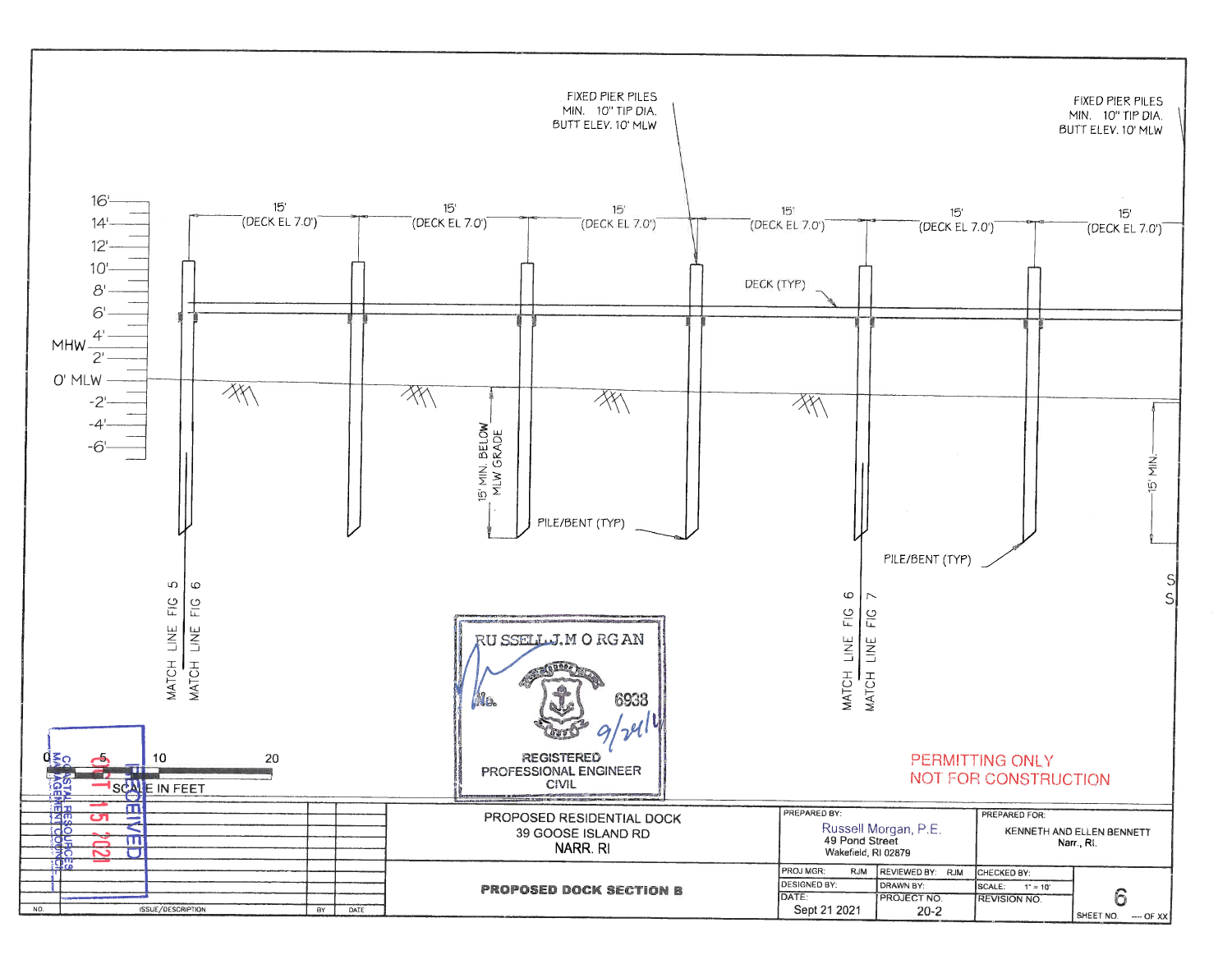FIXED PIER PILES
MIN. 10" TIP DIA.
BUTT ELEV. 10' MLW

FIXED PIER PILES
MIN. 10" TIP DIA.
BUTT ELEV. 10' MLW

16'
14'
12'
10'
8'
6'
MHW 4'
2'
0' MLW
-2'
-4'
-6'

15' (DECK EL 7.0') | 15' (DECK EL 7.0') | 15' (DECK EL 7.0') | 15' (DECK EL 7.0') | 15' (DECK EL 7.0') | 15' (DECK EL 7.0')

DECK (TYP)

15' MIN. BELOW MLW GRADE

PILE/BENT (TYP)

PILE/BENT (TYP)

15' MIN.

MATCH LINE FIG 5

MATCH LINE FIG 6

MATCH LINE FIG 6

MATCH LINE FIG 7

0 5 10 20
SCALE IN FEET

RUSSELL J. MORGAN
No. 6938
REGISTERED PROFESSIONAL ENGINEER
CIVIL
9/24/21

RECEIVED
OCT 15 2021
COASTAL RESOURCES MANAGEMENT COUNCIL

PERMITTING ONLY
NOT FOR CONSTRUCTION

| NO. | ISSUE/DESCRIPTION | BY | DATE |
|---|---|---|---|

PROPOSED RESIDENTIAL DOCK
39 GOOSE ISLAND RD
NARR. RI

**PROPOSED DOCK SECTION B**

| PREPARED BY: | | PREPARED FOR: | |
|---|---|---|---|
| Russell Morgan, P.E.<br>49 Pond Street<br>Wakefield, RI 02879 | | KENNETH AND ELLEN BENNETT<br>Narr., RI. | |
| PROJ MGR: RJM | REVIEWED BY: RJM | CHECKED BY: | |
| DESIGNED BY: | DRAWN BY: | SCALE: 1" = 10' | 6 |
| DATE: Sept 21 2021 | PROJECT NO. 20-2 | REVISION NO. | SHEET NO. --- OF XX |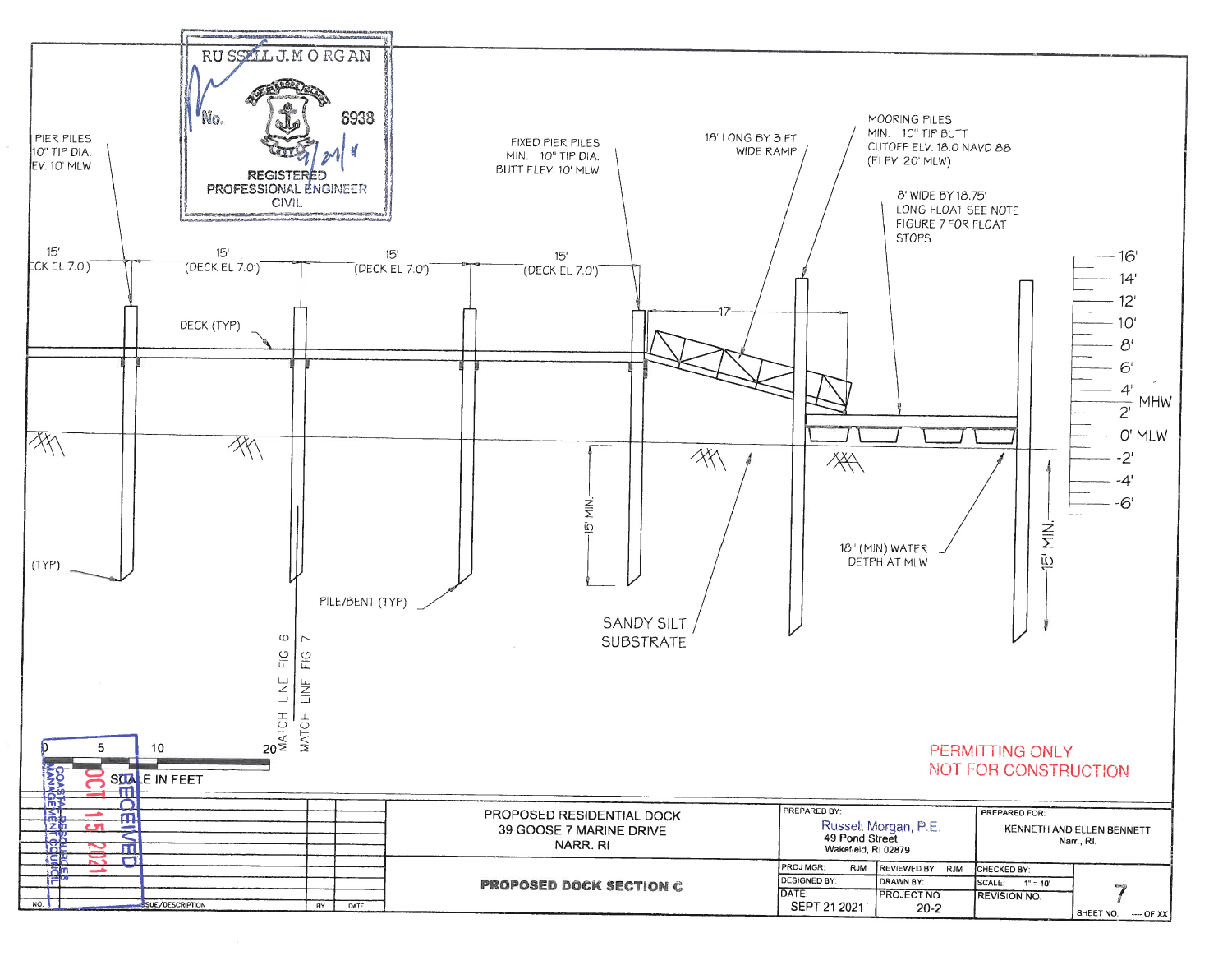RUSSELL J. MORGAN
No. 6938
REGISTERED PROFESSIONAL ENGINEER
CIVIL

PIER PILES
10" TIP DIA.
ELEV. 10' MLW

15'
(DECK EL 7.0')

15'
(DECK EL 7.0')

15'
(DECK EL 7.0')

15'
(DECK EL 7.0')

FIXED PIER PILES
MIN. 10" TIP DIA.
BUTT ELEV. 10' MLW

18' LONG BY 3 FT
WIDE RAMP

MOORING PILES
MIN. 10" TIP BUTT
CUTOFF ELV. 18.0 NAVD 88
(ELEV. 20' MLW)

8' WIDE BY 18.75'
LONG FLOAT SEE NOTE
FIGURE 7 FOR FLOAT
STOPS

DECK (TYP)

17'

16'
14'
12'
10'
8'
6'
4'
2' MHW
0' MLW
-2'
-4'
-6'

15' MIN.

15' MIN.

18" (MIN) WATER
DETPH AT MLW

(TYP)

PILE/BENT (TYP)

SANDY SILT
SUBSTRATE

MATCH LINE FIG 6

MATCH LINE FIG 7

0 5 10 20
SCALE IN FEET

RECEIVED
OCT 15 2021
COASTAL RESOURCES MANAGEMENT COUNCIL

PERMITTING ONLY
NOT FOR CONSTRUCTION

| NO. | ISSUE/DESCRIPTION | BY | DATE |
|---|---|---|---|

PROPOSED RESIDENTIAL DOCK
39 GOOSE 7 MARINE DRIVE
NARR. RI

**PROPOSED DOCK SECTION C**

PREPARED BY:
Russell Morgan, P.E.
49 Pond Street
Wakefield, RI 02879

PREPARED FOR:
KENNETH AND ELLEN BENNETT
Narr., RI.

| | | |
|---|---|---|
| PROJ MGR: RJM | REVIEWED BY: RJM | CHECKED BY: |
| DESIGNED BY: | DRAWN BY: | SCALE: 1" = 10' |
| DATE: SEPT 21 2021 | PROJECT NO. 20-2 | REVISION NO. |

SHEET NO. 7 ---- OF XX